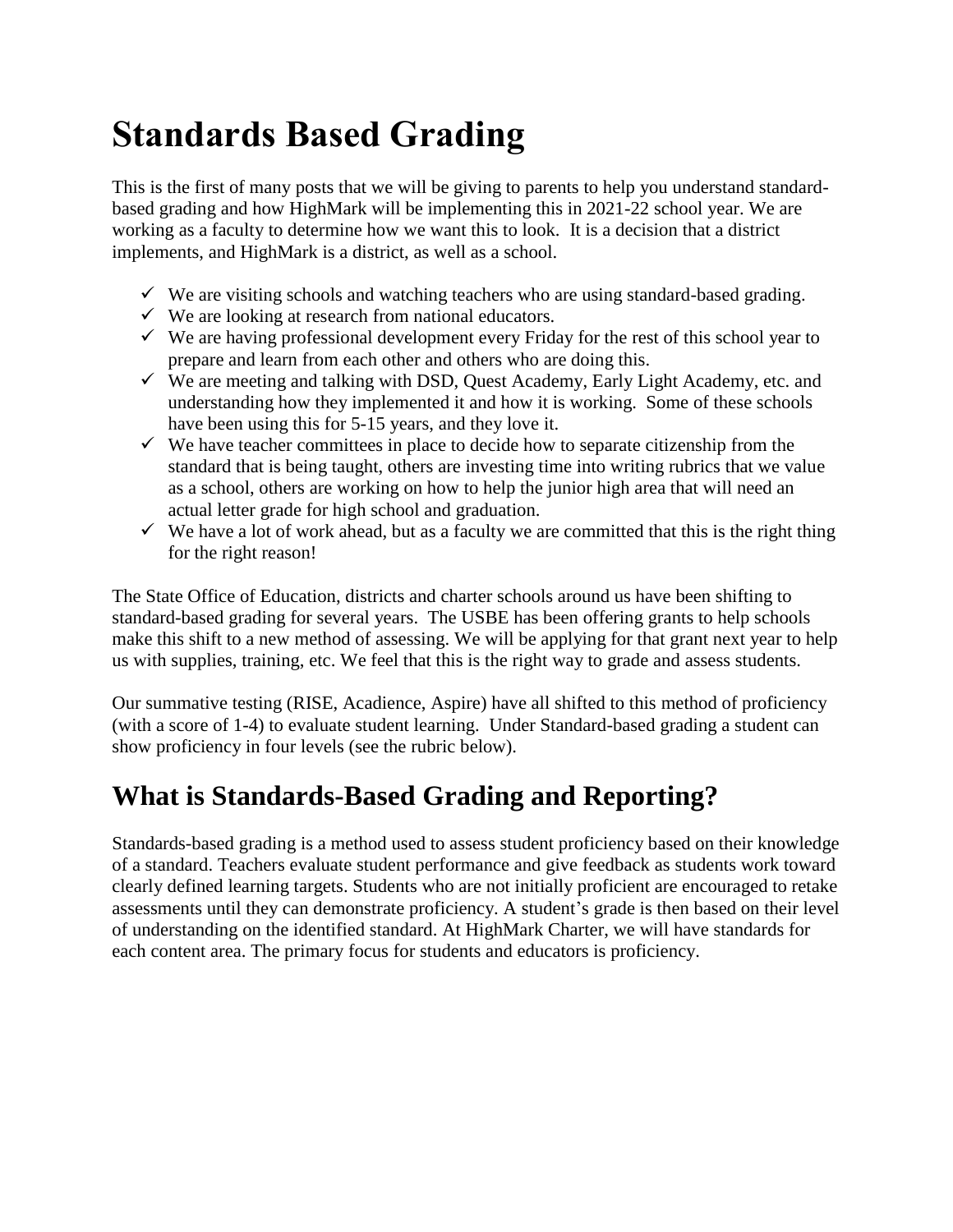# Standards Based Grading

This is the first of many posts that we will be giving to parents to help you understand standard-based grading and how HighMark will be implementing this in 2021-22 school year. We are working as a faculty to determine how we want this to look. It is a decision that a district implements, and HighMark is a district, as well as a school.

- ✓ We are visiting schools and watching teachers who are using standard-based grading.
- ✓ We are looking at research from national educators.
- ✓ We are having professional development every Friday for the rest of this school year to prepare and learn from each other and others who are doing this.
- ✓ We are meeting and talking with DSD, Quest Academy, Early Light Academy, etc. and understanding how they implemented it and how it is working. Some of these schools have been using this for 5-15 years, and they love it.
- ✓ We have teacher committees in place to decide how to separate citizenship from the standard that is being taught, others are investing time into writing rubrics that we value as a school, others are working on how to help the junior high area that will need an actual letter grade for high school and graduation.
- ✓ We have a lot of work ahead, but as a faculty we are committed that this is the right thing for the right reason!

The State Office of Education, districts and charter schools around us have been shifting to standard-based grading for several years. The USBE has been offering grants to help schools make this shift to a new method of assessing. We will be applying for that grant next year to help us with supplies, training, etc. We feel that this is the right way to grade and assess students.

Our summative testing (RISE, Acadience, Aspire) have all shifted to this method of proficiency (with a score of 1-4) to evaluate student learning. Under Standard-based grading a student can show proficiency in four levels (see the rubric below).

## What is Standards-Based Grading and Reporting?

Standards-based grading is a method used to assess student proficiency based on their knowledge of a standard. Teachers evaluate student performance and give feedback as students work toward clearly defined learning targets. Students who are not initially proficient are encouraged to retake assessments until they can demonstrate proficiency. A student's grade is then based on their level of understanding on the identified standard. At HighMark Charter, we will have standards for each content area. The primary focus for students and educators is proficiency.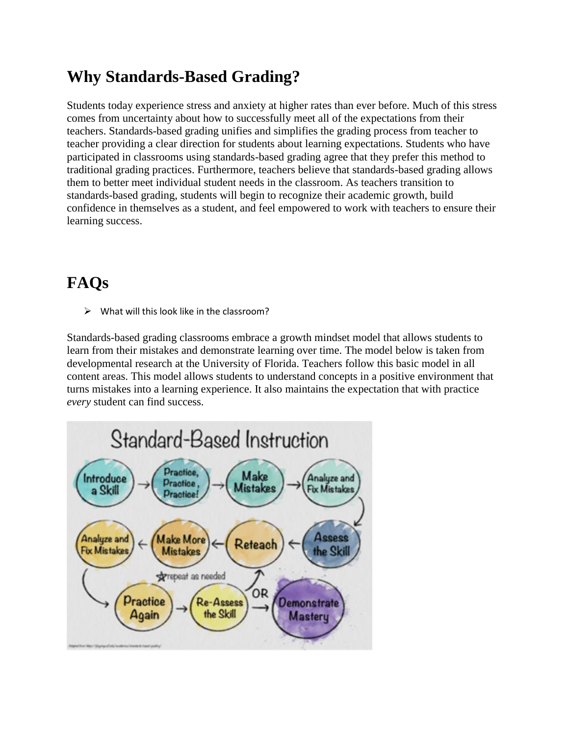# Why Standards-Based Grading?

Students today experience stress and anxiety at higher rates than ever before. Much of this stress comes from uncertainty about how to successfully meet all of the expectations from their teachers. Standards-based grading unifies and simplifies the grading process from teacher to teacher providing a clear direction for students about learning expectations. Students who have participated in classrooms using standards-based grading agree that they prefer this method to traditional grading practices. Furthermore, teachers believe that standards-based grading allows them to better meet individual student needs in the classroom. As teachers transition to standards-based grading, students will begin to recognize their academic growth, build confidence in themselves as a student, and feel empowered to work with teachers to ensure their learning success.

# FAQs

- What will this look like in the classroom?

Standards-based grading classrooms embrace a growth mindset model that allows students to learn from their mistakes and demonstrate learning over time. The model below is taken from developmental research at the University of Florida. Teachers follow this basic model in all content areas. This model allows students to understand concepts in a positive environment that turns mistakes into a learning experience. It also maintains the expectation that with practice *every* student can find success.

**Standard-Based Instruction**

Introduce a Skill → Practice, Practice, Practice! → Make Mistakes → Analyze and Fix Mistakes → Assess the Skill → Reteach → Make More Mistakes → Analyze and Fix Mistakes → Practice Again → Re-Assess the Skill → Reteach (repeat as needed) OR Demonstrate Mastery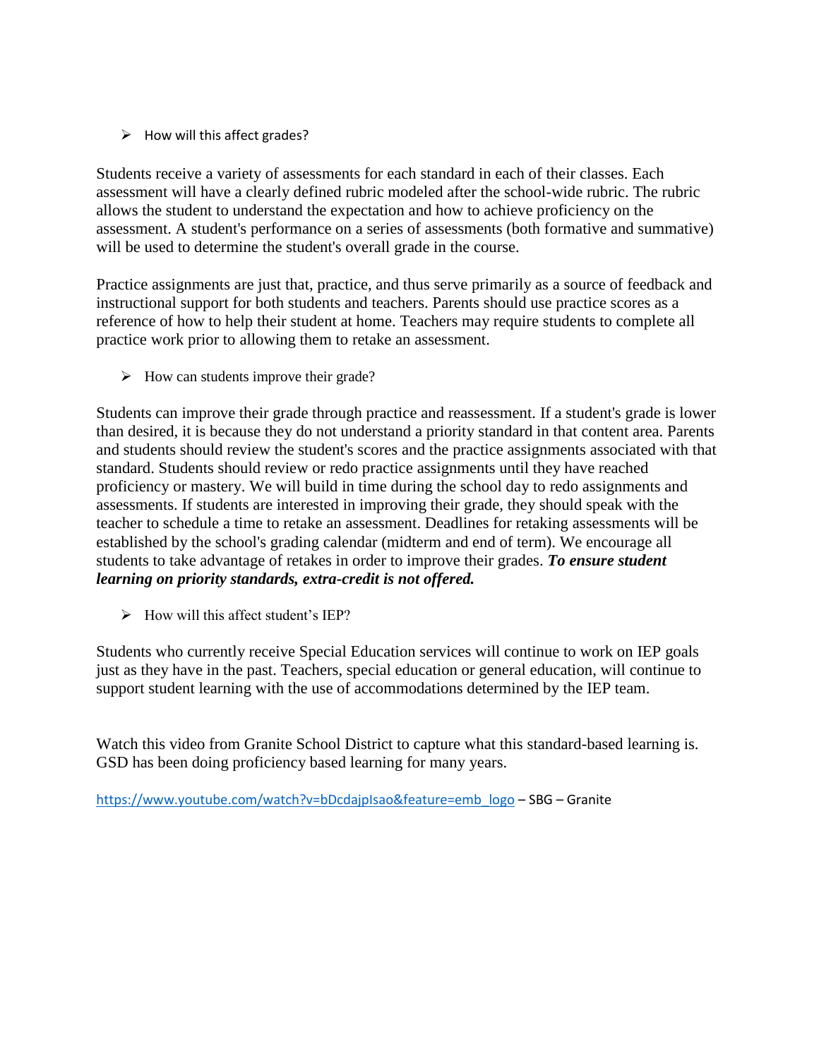- How will this affect grades?

Students receive a variety of assessments for each standard in each of their classes. Each assessment will have a clearly defined rubric modeled after the school-wide rubric. The rubric allows the student to understand the expectation and how to achieve proficiency on the assessment. A student's performance on a series of assessments (both formative and summative) will be used to determine the student's overall grade in the course.

Practice assignments are just that, practice, and thus serve primarily as a source of feedback and instructional support for both students and teachers. Parents should use practice scores as a reference of how to help their student at home. Teachers may require students to complete all practice work prior to allowing them to retake an assessment.

- How can students improve their grade?

Students can improve their grade through practice and reassessment. If a student's grade is lower than desired, it is because they do not understand a priority standard in that content area. Parents and students should review the student's scores and the practice assignments associated with that standard. Students should review or redo practice assignments until they have reached proficiency or mastery. We will build in time during the school day to redo assignments and assessments. If students are interested in improving their grade, they should speak with the teacher to schedule a time to retake an assessment. Deadlines for retaking assessments will be established by the school's grading calendar (midterm and end of term). We encourage all students to take advantage of retakes in order to improve their grades. ***To ensure student learning on priority standards, extra-credit is not offered.***

- How will this affect student's IEP?

Students who currently receive Special Education services will continue to work on IEP goals just as they have in the past. Teachers, special education or general education, will continue to support student learning with the use of accommodations determined by the IEP team.

Watch this video from Granite School District to capture what this standard-based learning is. GSD has been doing proficiency based learning for many years.

https://www.youtube.com/watch?v=bDcdajpIsao&feature=emb_logo – SBG – Granite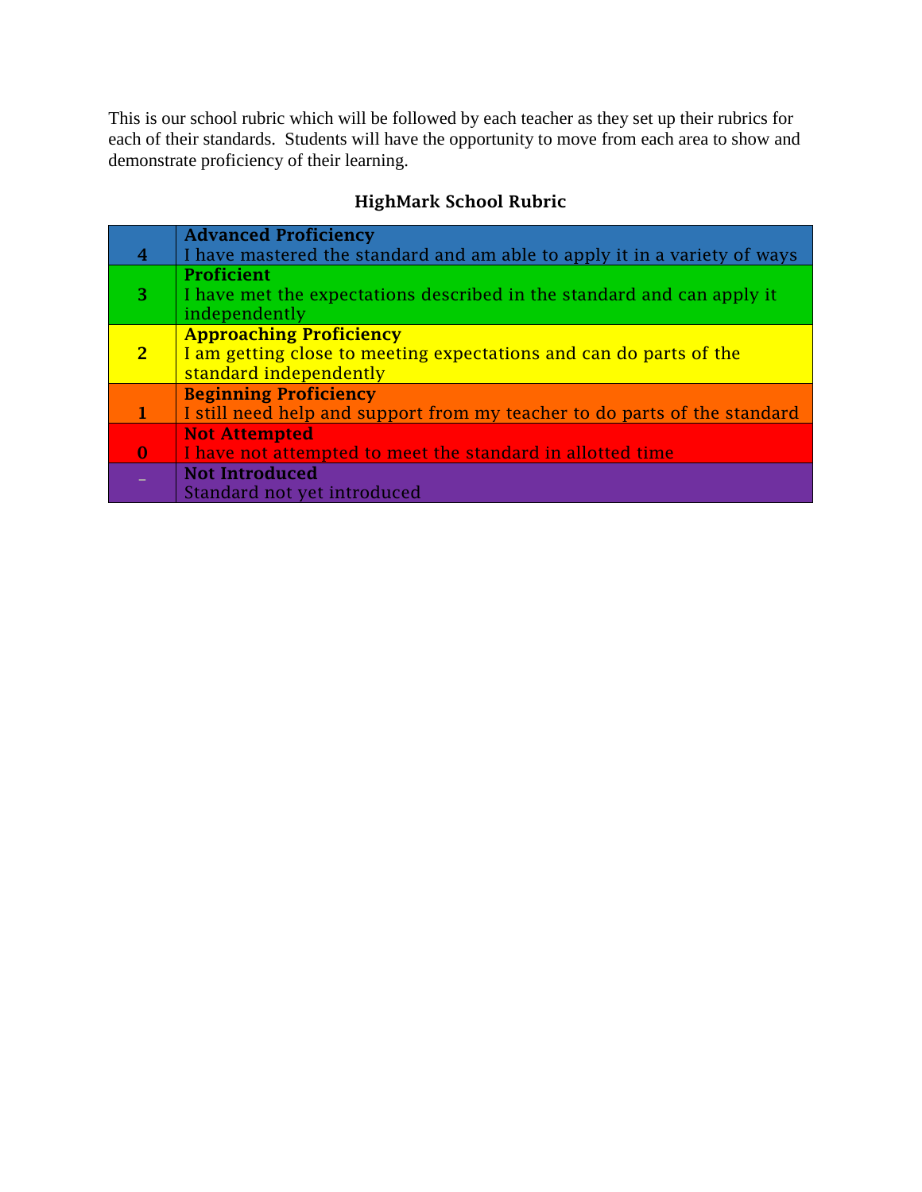This is our school rubric which will be followed by each teacher as they set up their rubrics for each of their standards. Students will have the opportunity to move from each area to show and demonstrate proficiency of their learning.

### HighMark School Rubric

| | |
|---|---|
| 4 | **Advanced Proficiency**<br>I have mastered the standard and am able to apply it in a variety of ways |
| 3 | **Proficient**<br>I have met the expectations described in the standard and can apply it independently |
| 2 | **Approaching Proficiency**<br>I am getting close to meeting expectations and can do parts of the standard independently |
| 1 | **Beginning Proficiency**<br>I still need help and support from my teacher to do parts of the standard |
| 0 | **Not Attempted**<br>I have not attempted to meet the standard in allotted time |
| – | **Not Introduced**<br>Standard not yet introduced |